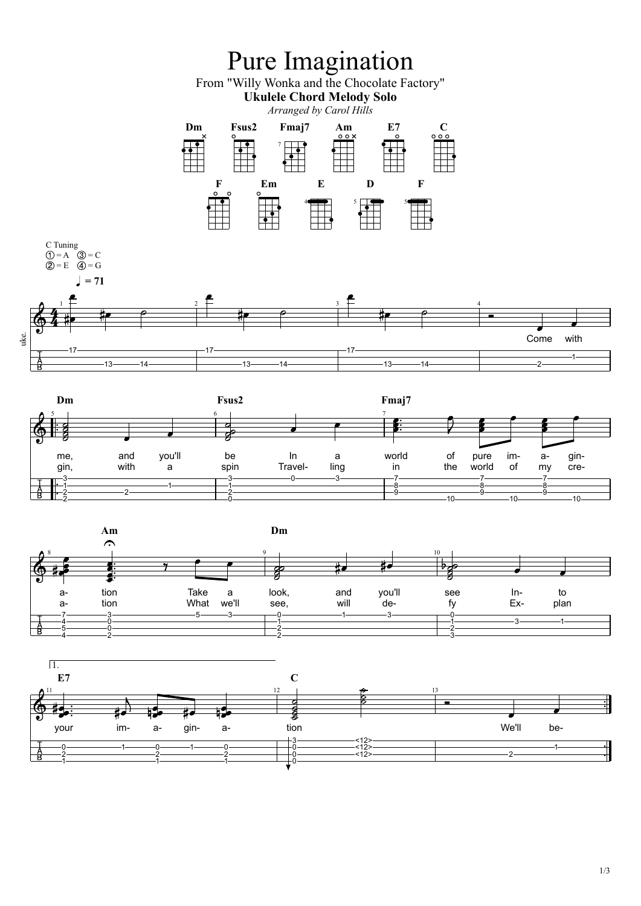# Pure Imagination

From "Willy Wonka and the Chocolate Factory"

**Ukulele Chord Melody Solo**

*Arranged by Carol Hills*

**Dm** **Fsus2** **Fmaj7** **Am** **E7** **C**

**F** **Em** **E** **D** **F**

C Tuning
① = A ③ = C
② = E ④ = G

♩ = 71

uke.

Come with

**Dm** **Fsus2** **Fmaj7**

me, and you'll be In a world of pure im- a- gin-
gin, with a spin Travel- ling in the world of my cre-

**Am** **Dm**

a- tion Take a look, and you'll see In- to
a- tion What we'll see, will de- fy Ex- plan

1.

**E7** **C**

your im- a- gin- a- tion We'll be-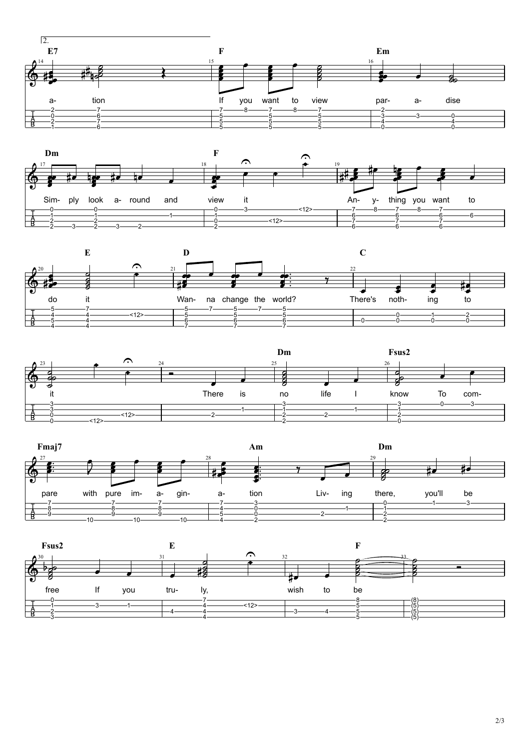2.

**E7** — **F** — **Em**

a- tion If you want to view par- a- dise

**Dm** — **F**

Sim- ply look a- round and view it An- y- thing you want to

**E** — **D** — **C**

do it Wan- na change the world? There's noth- ing to

**Dm** — **Fsus2**

it There is no life I know To com-

**Fmaj7** — **Am** — **Dm**

pare with pure im- a- gin- a- tion Liv- ing there, you'll be

**Fsus2** — **E** — **F**

free If you tru- ly, wish to be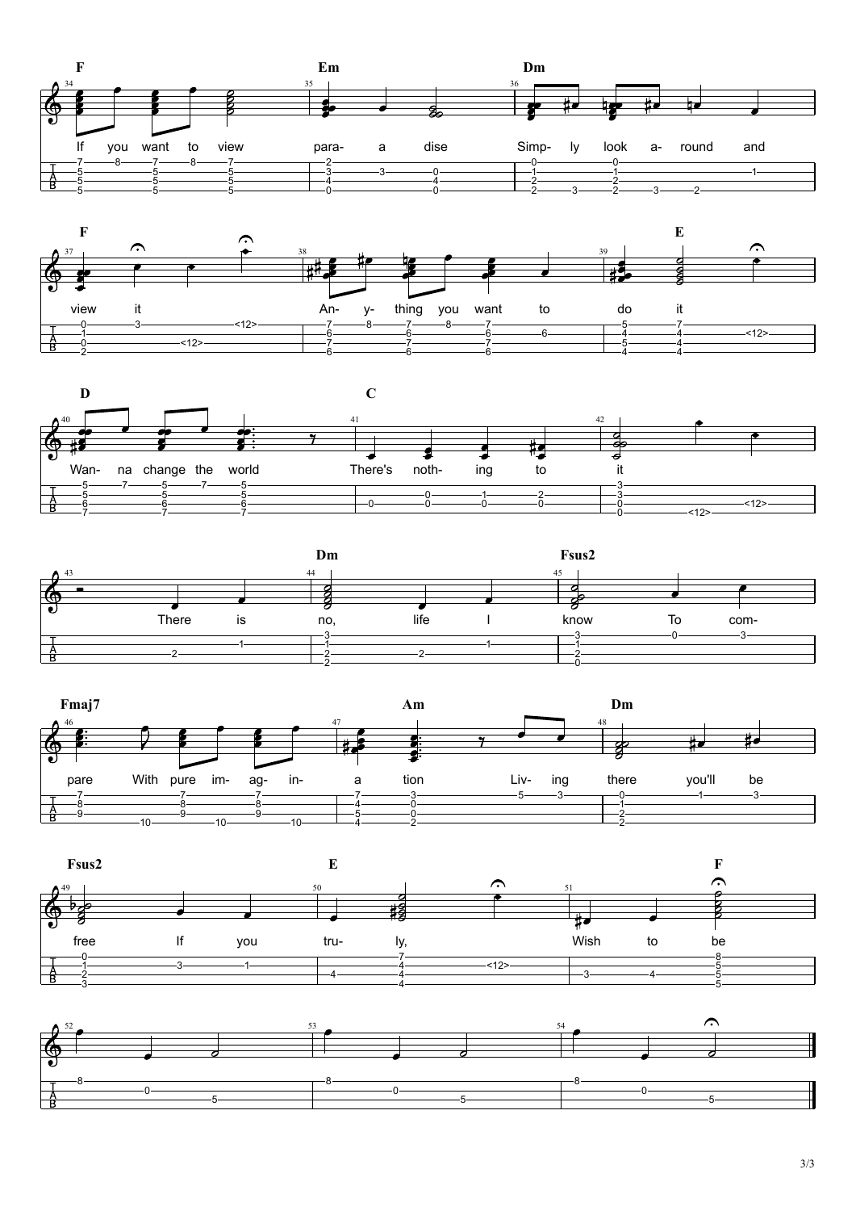F Em Dm

If you want to view para- a dise Simp- ly look a- round and

F E

view it An- y- thing you want to do it

D C

Wan- na change the world There's noth- ing to it

Dm Fsus2

There is no, life I know To com-

Fmaj7 Am Dm

pare With pure im- ag- in- a tion Liv- ing there you'll be

Fsus2 E F

free If you tru- ly, Wish to be